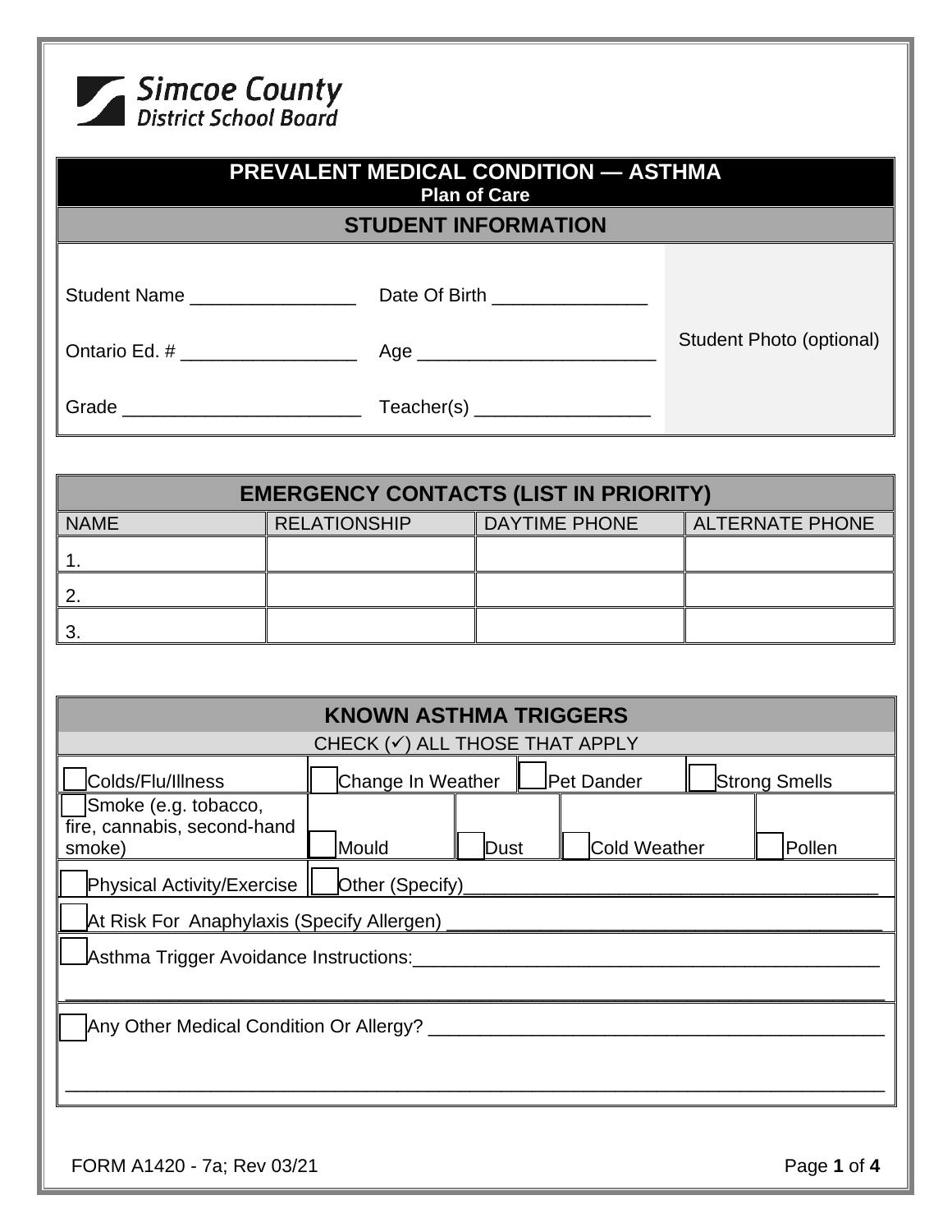Simcoe County District School Board

# PREVALENT MEDICAL CONDITION — ASTHMA

**Plan of Care**

## STUDENT INFORMATION

Student Name ________________ Date Of Birth _______________

Ontario Ed. # _________________ Age _______________________

Grade _______________________ Teacher(s) _________________

Student Photo (optional)

## EMERGENCY CONTACTS (LIST IN PRIORITY)

| NAME | RELATIONSHIP | DAYTIME PHONE | ALTERNATE PHONE |
|---|---|---|---|
| 1. | | | |
| 2. | | | |
| 3. | | | |

## KNOWN ASTHMA TRIGGERS

CHECK (✓) ALL THOSE THAT APPLY

- ☐ Colds/Flu/Illness
- ☐ Change In Weather
- ☐ Pet Dander
- ☐ Strong Smells
- ☐ Smoke (e.g. tobacco, fire, cannabis, second-hand smoke)
- ☐ Mould
- ☐ Dust
- ☐ Cold Weather
- ☐ Pollen
- ☐ Physical Activity/Exercise
- ☐ Other (Specify)_________________________________________
- ☐ At Risk For Anaphylaxis (Specify Allergen) __________________________________________
- ☐ Asthma Trigger Avoidance Instructions:______________________________________________

_____________________________________________________________________________

- ☐ Any Other Medical Condition Or Allergy? ______________________________________________

_____________________________________________________________________________

FORM A1420 - 7a; Rev 03/21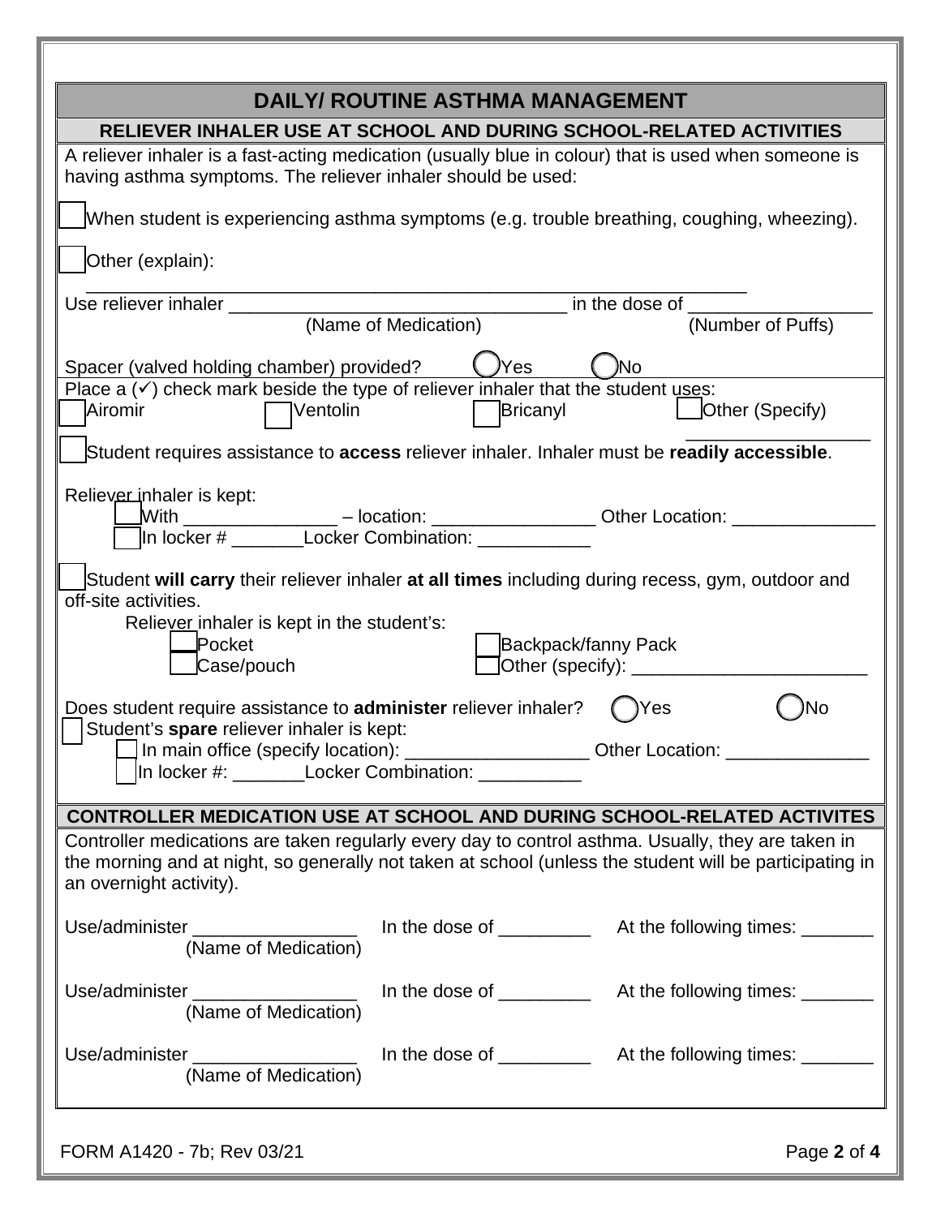## DAILY/ ROUTINE ASTHMA MANAGEMENT

### RELIEVER INHALER USE AT SCHOOL AND DURING SCHOOL-RELATED ACTIVITIES

A reliever inhaler is a fast-acting medication (usually blue in colour) that is used when someone is having asthma symptoms. The reliever inhaler should be used:

☐ When student is experiencing asthma symptoms (e.g. trouble breathing, coughing, wheezing).

☐ Other (explain):

_______________________________________________________________

Use reliever inhaler ________________________________ in the dose of _________________
(Name of Medication) (Number of Puffs)

Spacer (valved holding chamber) provided? ◯ Yes ◯ No

Place a (✓) check mark beside the type of reliever inhaler that the student uses:

☐ Airomir ☐ Ventolin ☐ Bricanyl ☐ Other (Specify) _________________

☐ Student requires assistance to **access** reliever inhaler. Inhaler must be **readily accessible**.

Reliever inhaler is kept:

- ☐ With _______________ – location: ________________ Other Location: ______________
- ☐ In locker # _______Locker Combination: ___________

☐ Student **will carry** their reliever inhaler **at all times** including during recess, gym, outdoor and off-site activities.

Reliever inhaler is kept in the student's:

- ☐ Pocket
- ☐ Case/pouch
- ☐ Backpack/fanny Pack
- ☐ Other (specify): _______________________

Does student require assistance to **administer** reliever inhaler? ◯ Yes ◯ No

☐ Student's **spare** reliever inhaler is kept:

- ☐ In main office (specify location): __________________ Other Location: ______________
- ☐ In locker #: _______Locker Combination: __________

### CONTROLLER MEDICATION USE AT SCHOOL AND DURING SCHOOL-RELATED ACTIVITES

Controller medications are taken regularly every day to control asthma. Usually, they are taken in the morning and at night, so generally not taken at school (unless the student will be participating in an overnight activity).

Use/administer ________________ In the dose of _________ At the following times: _______
(Name of Medication)

Use/administer ________________ In the dose of _________ At the following times: _______
(Name of Medication)

Use/administer ________________ In the dose of _________ At the following times: _______
(Name of Medication)

FORM A1420 - 7b; Rev 03/21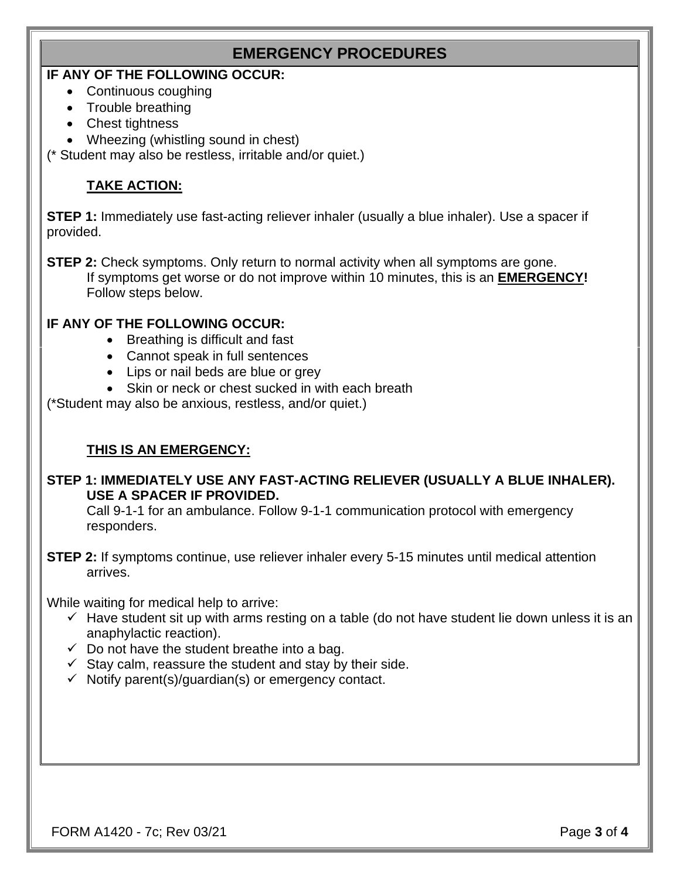## EMERGENCY PROCEDURES

**IF ANY OF THE FOLLOWING OCCUR:**

- Continuous coughing
- Trouble breathing
- Chest tightness
- Wheezing (whistling sound in chest)

(* Student may also be restless, irritable and/or quiet.)

**TAKE ACTION:**

**STEP 1:** Immediately use fast-acting reliever inhaler (usually a blue inhaler). Use a spacer if provided.

**STEP 2:** Check symptoms. Only return to normal activity when all symptoms are gone. If symptoms get worse or do not improve within 10 minutes, this is an **EMERGENCY!** Follow steps below.

**IF ANY OF THE FOLLOWING OCCUR:**

- Breathing is difficult and fast
- Cannot speak in full sentences
- Lips or nail beds are blue or grey
- Skin or neck or chest sucked in with each breath

(*Student may also be anxious, restless, and/or quiet.)

**THIS IS AN EMERGENCY:**

**STEP 1: IMMEDIATELY USE ANY FAST-ACTING RELIEVER (USUALLY A BLUE INHALER). USE A SPACER IF PROVIDED.**
Call 9-1-1 for an ambulance. Follow 9-1-1 communication protocol with emergency responders.

**STEP 2:** If symptoms continue, use reliever inhaler every 5-15 minutes until medical attention arrives.

While waiting for medical help to arrive:

- ✓ Have student sit up with arms resting on a table (do not have student lie down unless it is an anaphylactic reaction).
- ✓ Do not have the student breathe into a bag.
- ✓ Stay calm, reassure the student and stay by their side.
- ✓ Notify parent(s)/guardian(s) or emergency contact.

FORM A1420 - 7c; Rev 03/21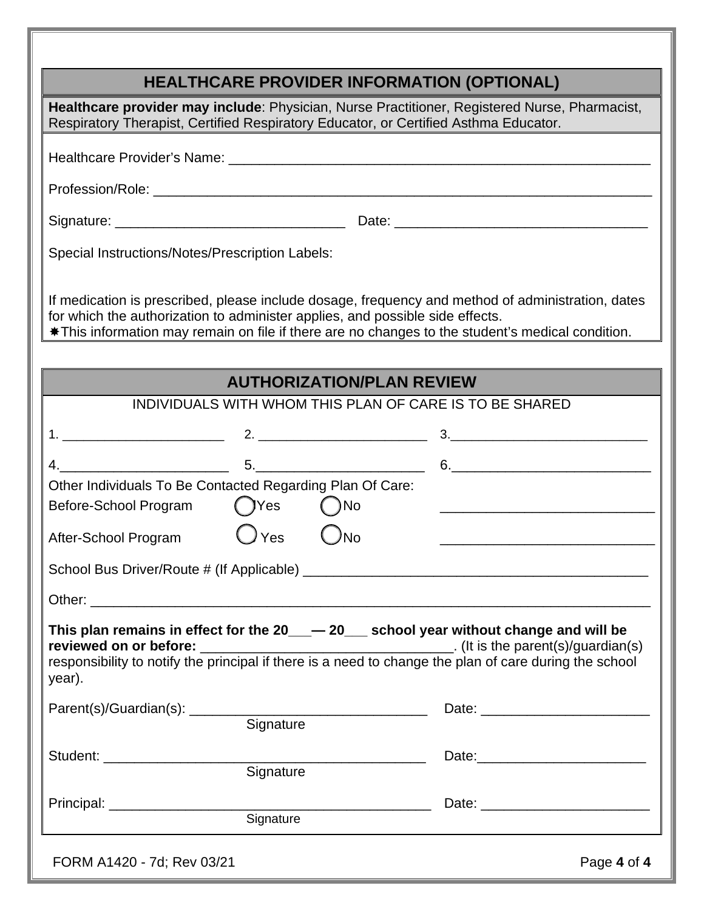## HEALTHCARE PROVIDER INFORMATION (OPTIONAL)

**Healthcare provider may include**: Physician, Nurse Practitioner, Registered Nurse, Pharmacist, Respiratory Therapist, Certified Respiratory Educator, or Certified Asthma Educator.

Healthcare Provider's Name: ___________________________________________________________

Profession/Role: ______________________________________________________________________

Signature: ______________________________ Date: _________________________________

Special Instructions/Notes/Prescription Labels:

If medication is prescribed, please include dosage, frequency and method of administration, dates for which the authorization to administer applies, and possible side effects.

✷This information may remain on file if there are no changes to the student's medical condition.

## AUTHORIZATION/PLAN REVIEW

INDIVIDUALS WITH WHOM THIS PLAN OF CARE IS TO BE SHARED

1. ______________________ 2. _______________________ 3.___________________________

4.______________________ 5.______________________ 6.___________________________

Other Individuals To Be Contacted Regarding Plan Of Care:

Before-School Program ◯ Yes ◯ No ____________________________

After-School Program ◯ Yes ◯ No ____________________________

School Bus Driver/Route # (If Applicable) _____________________________________________

Other: ____________________________________________________________________________

**This plan remains in effect for the 20___— 20___ school year without change and will be reviewed on or before:** _________________________________. (It is the parent(s)/guardian(s) responsibility to notify the principal if there is a need to change the plan of care during the school year).

Parent(s)/Guardian(s): _______________________________ Date: ______________________
Signature

Student: __________________________________________ Date:______________________
Signature

Principal: __________________________________________ Date: ______________________
Signature

FORM A1420 - 7d; Rev 03/21